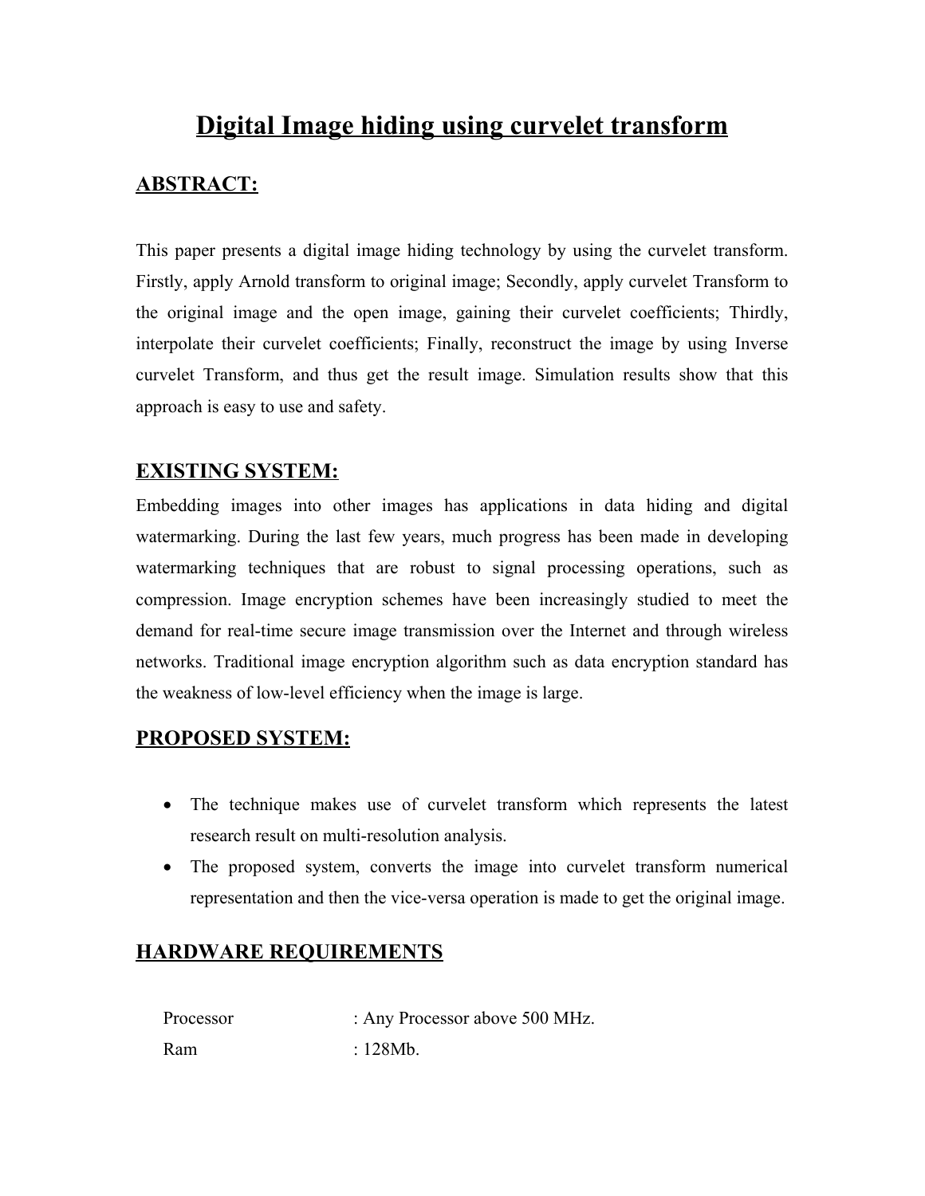# Digital Image hiding using curvelet transform

## ABSTRACT:

This paper presents a digital image hiding technology by using the curvelet transform. Firstly, apply Arnold transform to original image; Secondly, apply curvelet Transform to the original image and the open image, gaining their curvelet coefficients; Thirdly, interpolate their curvelet coefficients; Finally, reconstruct the image by using Inverse curvelet Transform, and thus get the result image. Simulation results show that this approach is easy to use and safety.

## EXISTING SYSTEM:

Embedding images into other images has applications in data hiding and digital watermarking. During the last few years, much progress has been made in developing watermarking techniques that are robust to signal processing operations, such as compression. Image encryption schemes have been increasingly studied to meet the demand for real-time secure image transmission over the Internet and through wireless networks. Traditional image encryption algorithm such as data encryption standard has the weakness of low-level efficiency when the image is large.

## PROPOSED SYSTEM:

- The technique makes use of curvelet transform which represents the latest research result on multi-resolution analysis.
- The proposed system, converts the image into curvelet transform numerical representation and then the vice-versa operation is made to get the original image.

## HARDWARE REQUIREMENTS

| | |
|---|---|
| Processor | : Any Processor above 500 MHz. |
| Ram | : 128Mb. |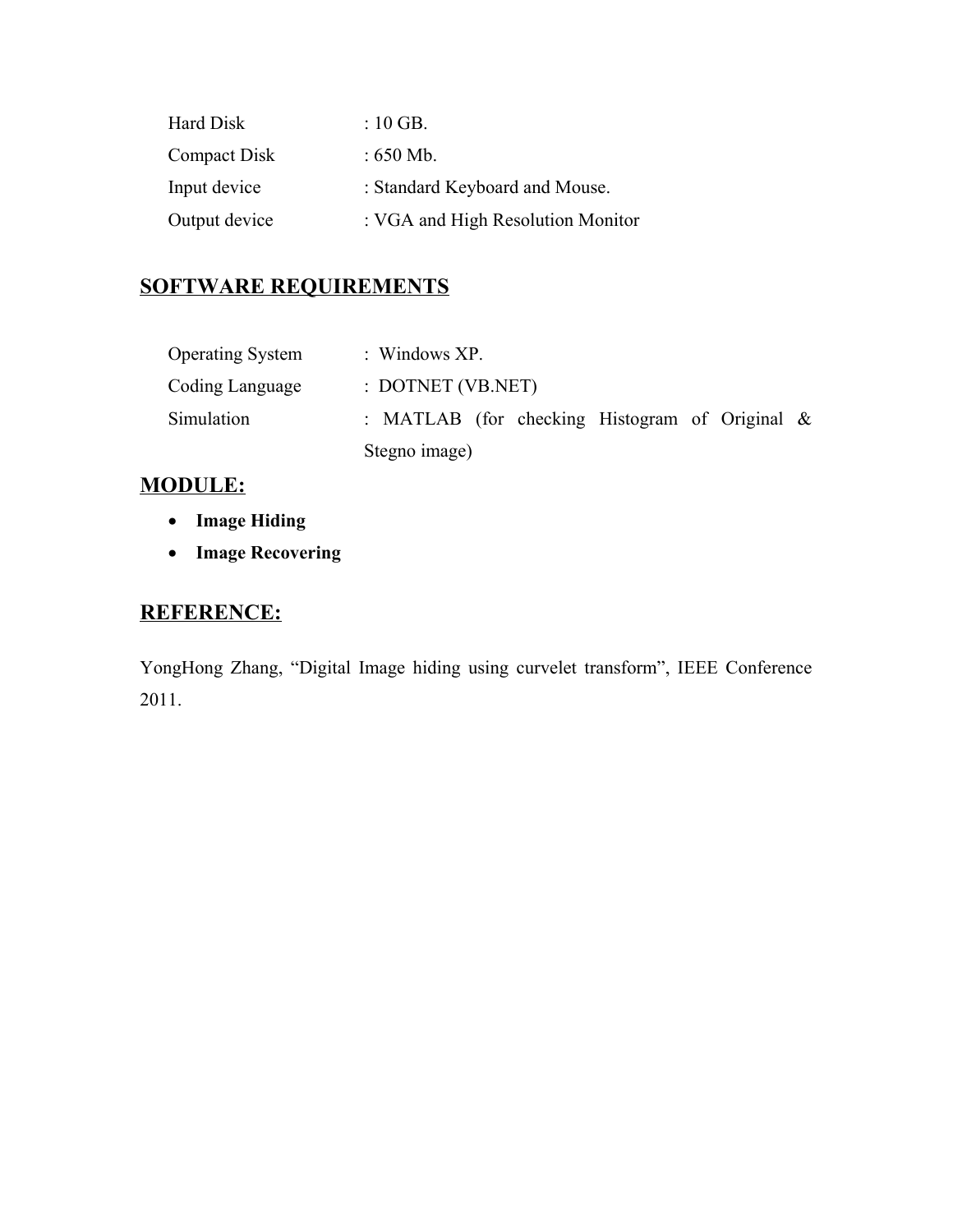| | |
|---|---|
| Hard Disk | : 10 GB. |
| Compact Disk | : 650 Mb. |
| Input device | : Standard Keyboard and Mouse. |
| Output device | : VGA and High Resolution Monitor |

## SOFTWARE REQUIREMENTS

| | |
|---|---|
| Operating System | : Windows XP. |
| Coding Language | : DOTNET (VB.NET) |
| Simulation | : MATLAB (for checking Histogram of Original & Stegno image) |

## MODULE:

- **Image Hiding**
- **Image Recovering**

## REFERENCE:

YongHong Zhang, "Digital Image hiding using curvelet transform", IEEE Conference 2011.